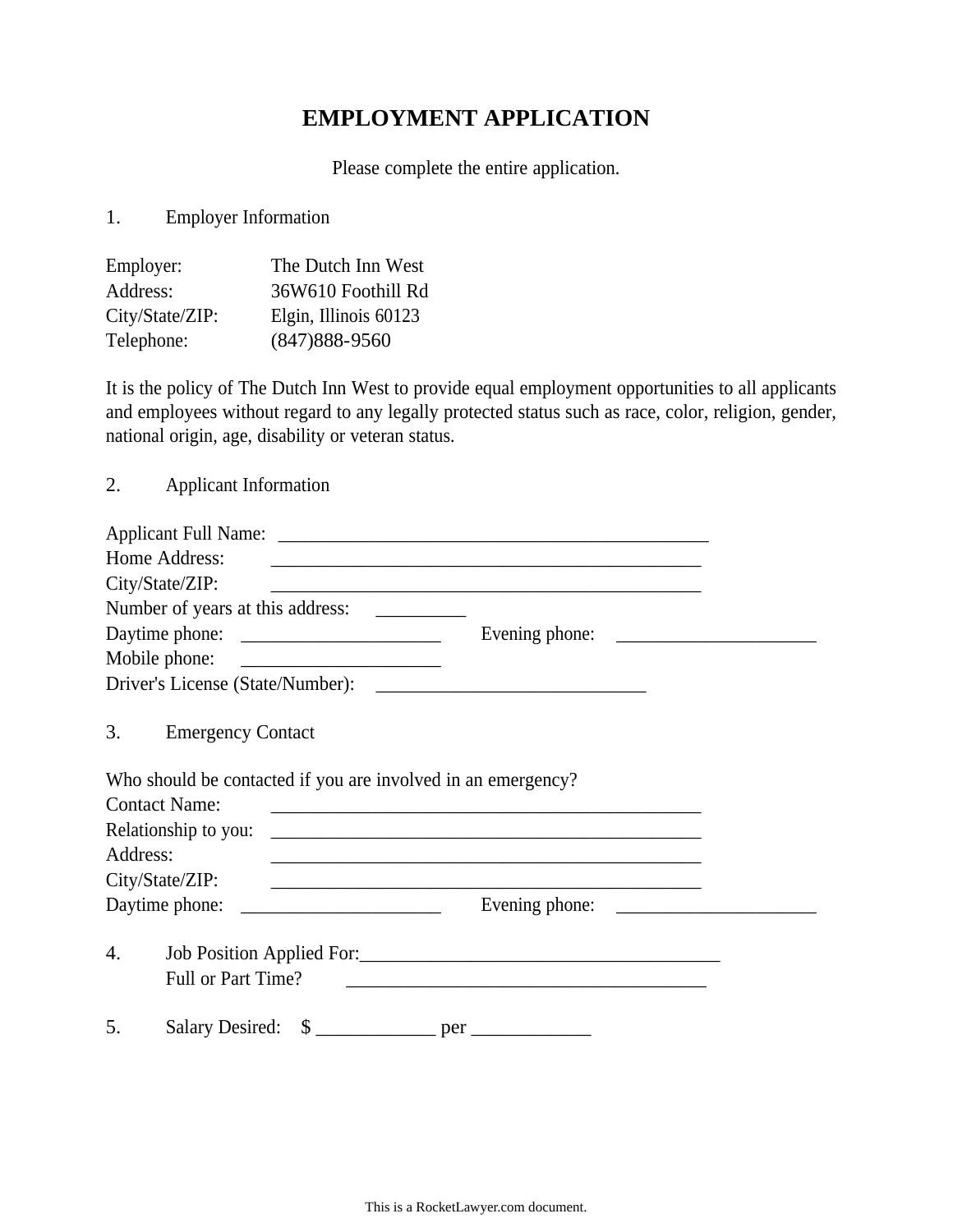# EMPLOYMENT APPLICATION

Please complete the entire application.

1. Employer Information

Employer: The Dutch Inn West
Address: 36W610 Foothill Rd
City/State/ZIP: Elgin, Illinois 60123
Telephone: (847)888-9560

It is the policy of The Dutch Inn West to provide equal employment opportunities to all applicants and employees without regard to any legally protected status such as race, color, religion, gender, national origin, age, disability or veteran status.

2. Applicant Information

Applicant Full Name: _______________________________________________
Home Address: _______________________________________________
City/State/ZIP: _______________________________________________
Number of years at this address: __________
Daytime phone: ______________________ Evening phone: ______________________
Mobile phone: ______________________
Driver's License (State/Number): _____________________________

3. Emergency Contact

Who should be contacted if you are involved in an emergency?
Contact Name: _______________________________________________
Relationship to you: _______________________________________________
Address: _______________________________________________
City/State/ZIP: _______________________________________________
Daytime phone: ______________________ Evening phone: ______________________

4. Job Position Applied For: ________________________________________
   Full or Part Time? ________________________________________

5. Salary Desired: $ ____________ per ____________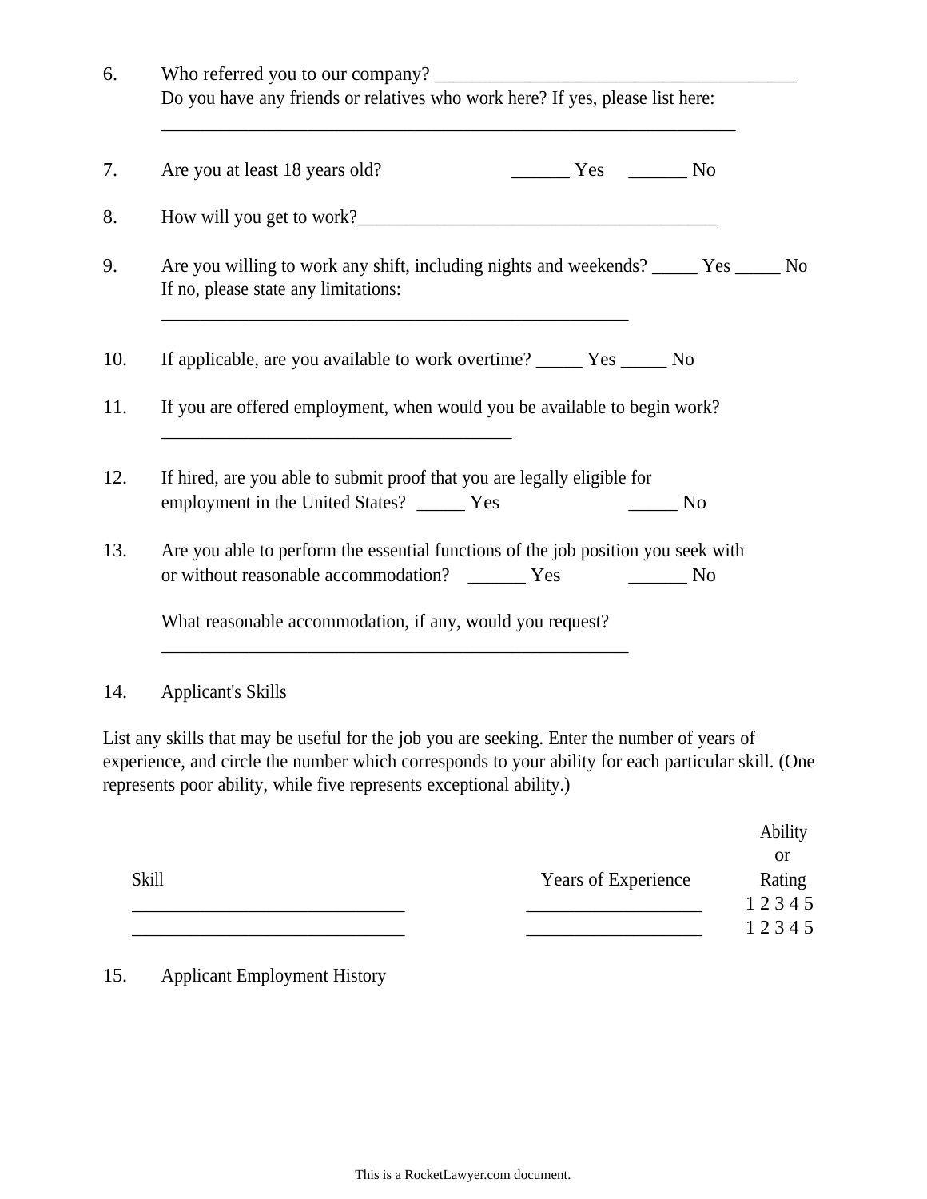6. Who referred you to our company? ________________________________________
   Do you have any friends or relatives who work here? If yes, please list here:
   _________________________________________________________________

7. Are you at least 18 years old? ______ Yes ______ No

8. How will you get to work?________________________________________

9. Are you willing to work any shift, including nights and weekends? _____ Yes _____ No
   If no, please state any limitations:
   _____________________________________________________

10. If applicable, are you available to work overtime? _____ Yes _____ No

11. If you are offered employment, when would you be available to begin work?
    ________________________________________

12. If hired, are you able to submit proof that you are legally eligible for employment in the United States? _____ Yes _____ No

13. Are you able to perform the essential functions of the job position you seek with or without reasonable accommodation? ______ Yes ______ No

    What reasonable accommodation, if any, would you request?
    _____________________________________________________

14. Applicant's Skills

List any skills that may be useful for the job you are seeking. Enter the number of years of experience, and circle the number which corresponds to your ability for each particular skill. (One represents poor ability, while five represents exceptional ability.)

| Skill | Years of Experience | Ability or Rating |
| --- | --- | --- |
| ______________________________ | ___________________ | 1 2 3 4 5 |
| ______________________________ | ___________________ | 1 2 3 4 5 |

15. Applicant Employment History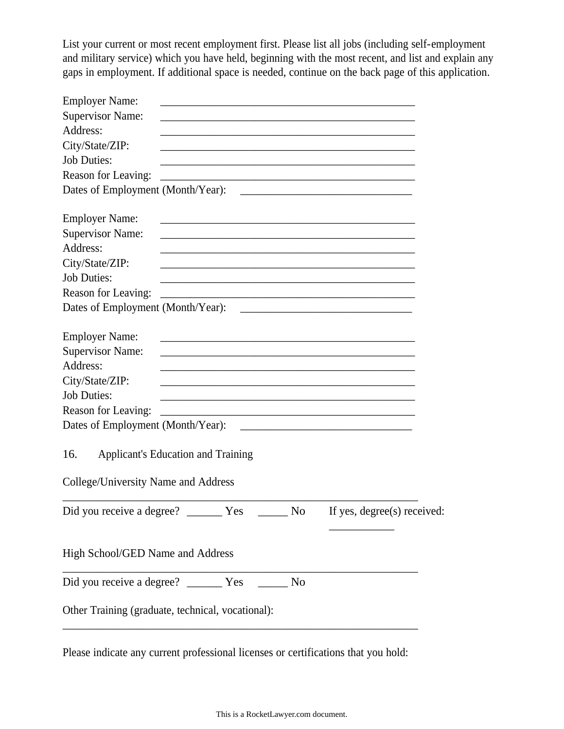List your current or most recent employment first. Please list all jobs (including self-employment and military service) which you have held, beginning with the most recent, and list and explain any gaps in employment. If additional space is needed, continue on the back page of this application.

Employer Name: _______________________________________________
Supervisor Name: _______________________________________________
Address: _______________________________________________
City/State/ZIP: _______________________________________________
Job Duties: _______________________________________________
Reason for Leaving: _______________________________________________
Dates of Employment (Month/Year): ________________________________

Employer Name: _______________________________________________
Supervisor Name: _______________________________________________
Address: _______________________________________________
City/State/ZIP: _______________________________________________
Job Duties: _______________________________________________
Reason for Leaving: _______________________________________________
Dates of Employment (Month/Year): ________________________________

Employer Name: _______________________________________________
Supervisor Name: _______________________________________________
Address: _______________________________________________
City/State/ZIP: _______________________________________________
Job Duties: _______________________________________________
Reason for Leaving: _______________________________________________
Dates of Employment (Month/Year): ________________________________

16. Applicant's Education and Training

College/University Name and Address

_________________________________________________________________

Did you receive a degree? ______ Yes _____ No If yes, degree(s) received: ___________

High School/GED Name and Address

_________________________________________________________________

Did you receive a degree? ______ Yes _____ No

Other Training (graduate, technical, vocational):

_________________________________________________________________

Please indicate any current professional licenses or certifications that you hold: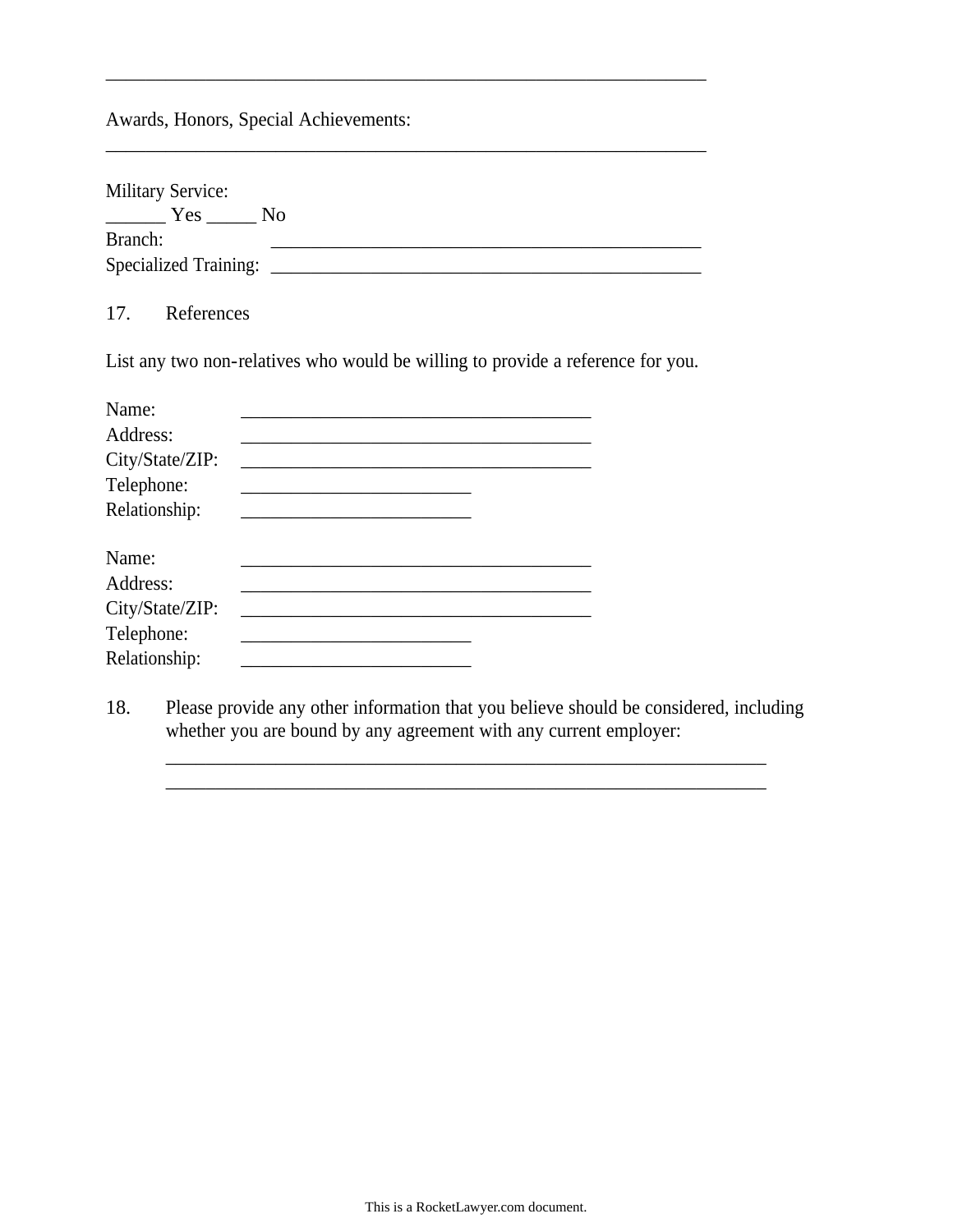______________________________________________________________

Awards, Honors, Special Achievements:
______________________________________________________________

Military Service:
______ Yes _____ No
Branch: ____________________________________________
Specialized Training: ____________________________________________

17. References

List any two non-relatives who would be willing to provide a reference for you.

Name: ____________________________________
Address: ____________________________________
City/State/ZIP: ____________________________________
Telephone: ________________________
Relationship: ________________________

Name: ____________________________________
Address: ____________________________________
City/State/ZIP: ____________________________________
Telephone: ________________________
Relationship: ________________________

18. Please provide any other information that you believe should be considered, including whether you are bound by any agreement with any current employer:
______________________________________________________________
______________________________________________________________

This is a RocketLawyer.com document.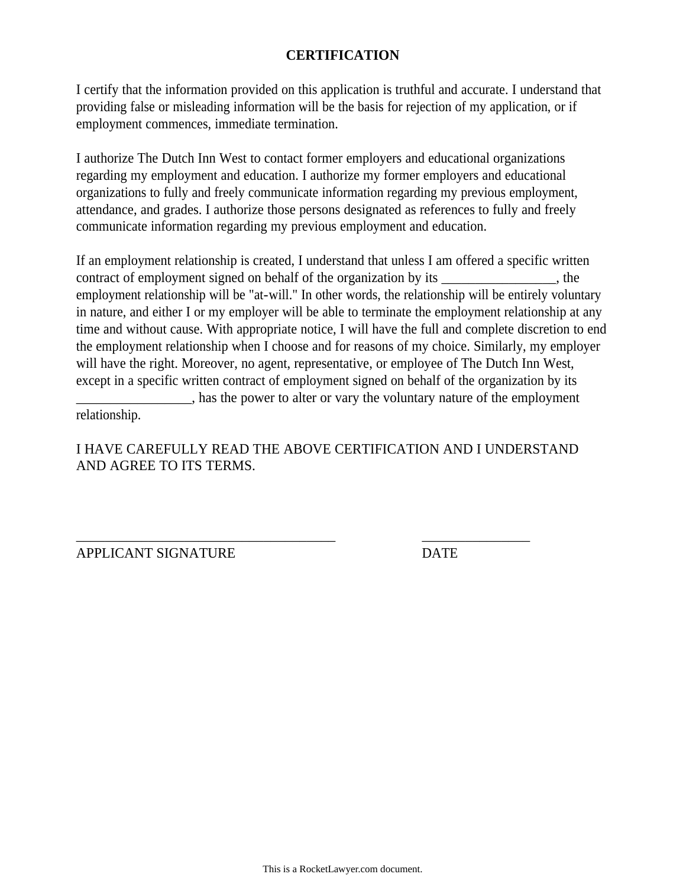## CERTIFICATION

I certify that the information provided on this application is truthful and accurate. I understand that providing false or misleading information will be the basis for rejection of my application, or if employment commences, immediate termination.

I authorize The Dutch Inn West to contact former employers and educational organizations regarding my employment and education. I authorize my former employers and educational organizations to fully and freely communicate information regarding my previous employment, attendance, and grades. I authorize those persons designated as references to fully and freely communicate information regarding my previous employment and education.

If an employment relationship is created, I understand that unless I am offered a specific written contract of employment signed on behalf of the organization by its _________________, the employment relationship will be "at-will." In other words, the relationship will be entirely voluntary in nature, and either I or my employer will be able to terminate the employment relationship at any time and without cause. With appropriate notice, I will have the full and complete discretion to end the employment relationship when I choose and for reasons of my choice. Similarly, my employer will have the right. Moreover, no agent, representative, or employee of The Dutch Inn West, except in a specific written contract of employment signed on behalf of the organization by its _________________, has the power to alter or vary the voluntary nature of the employment relationship.

I HAVE CAREFULLY READ THE ABOVE CERTIFICATION AND I UNDERSTAND AND AGREE TO ITS TERMS.

_______________________________________ &nbsp;&nbsp;&nbsp;&nbsp;&nbsp;&nbsp;&nbsp;&nbsp; ________________

APPLICANT SIGNATURE &nbsp;&nbsp;&nbsp;&nbsp;&nbsp;&nbsp;&nbsp;&nbsp;&nbsp;&nbsp;&nbsp;&nbsp;&nbsp;&nbsp;&nbsp;&nbsp;&nbsp;&nbsp;&nbsp;&nbsp;&nbsp;&nbsp;&nbsp;&nbsp;&nbsp;&nbsp;&nbsp;&nbsp;&nbsp;&nbsp;&nbsp;&nbsp;&nbsp;&nbsp;&nbsp; DATE

This is a RocketLawyer.com document.